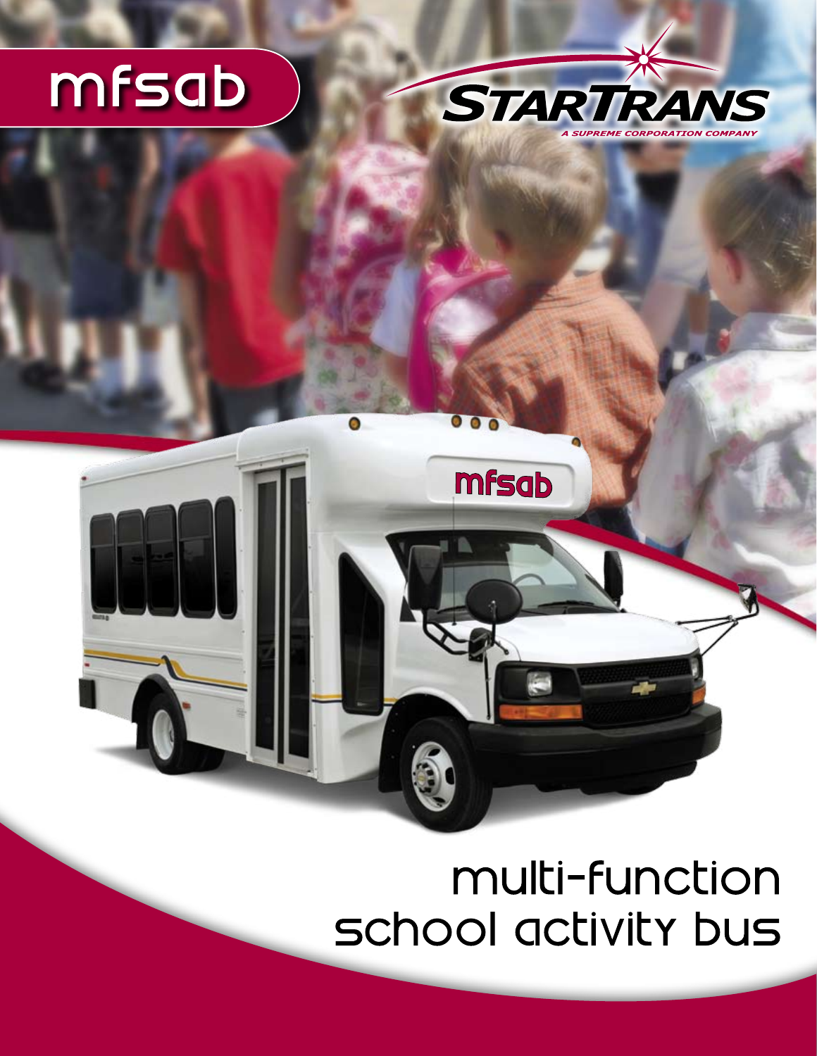# mfsab

STARTRANS

*A SUPREME CORPORATION COMPANY*

mfsab

# multi-function school activity bus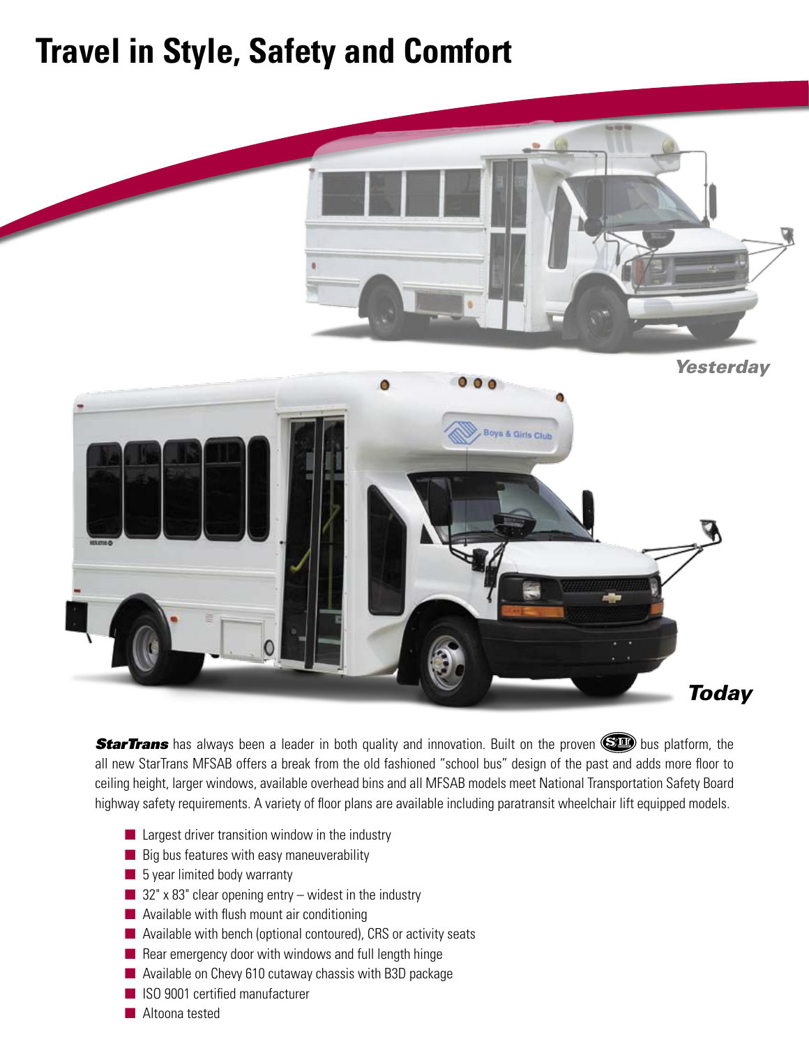# Travel in Style, Safety and Comfort

*Yesterday*

***Today***

***StarTrans*** has always been a leader in both quality and innovation. Built on the proven (S-II) bus platform, the all new StarTrans MFSAB offers a break from the old fashioned "school bus" design of the past and adds more floor to ceiling height, larger windows, available overhead bins and all MFSAB models meet National Transportation Safety Board highway safety requirements. A variety of floor plans are available including paratransit wheelchair lift equipped models.

- Largest driver transition window in the industry
- Big bus features with easy maneuverability
- 5 year limited body warranty
- 32" x 83" clear opening entry – widest in the industry
- Available with flush mount air conditioning
- Available with bench (optional contoured), CRS or activity seats
- Rear emergency door with windows and full length hinge
- Available on Chevy 610 cutaway chassis with B3D package
- ISO 9001 certified manufacturer
- Altoona tested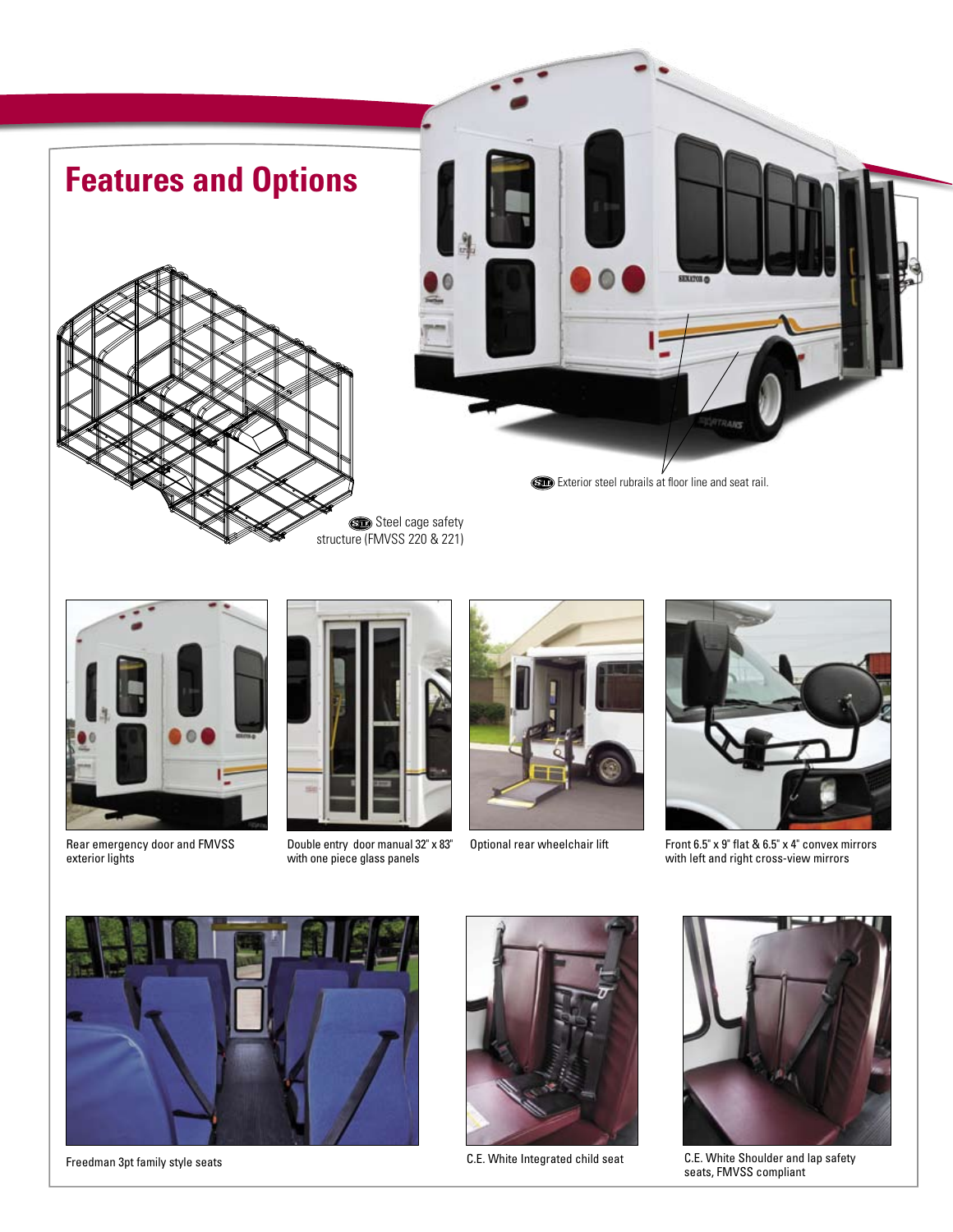# Features and Options

STD Exterior steel rubrails at floor line and seat rail.

STD Steel cage safety structure (FMVSS 220 & 221)

Rear emergency door and FMVSS exterior lights

Double entry door manual 32" x 83" with one piece glass panels

Optional rear wheelchair lift

Front 6.5" x 9" flat & 6.5" x 4" convex mirrors with left and right cross-view mirrors

Freedman 3pt family style seats

C.E. White Integrated child seat

C.E. White Shoulder and lap safety seats, FMVSS compliant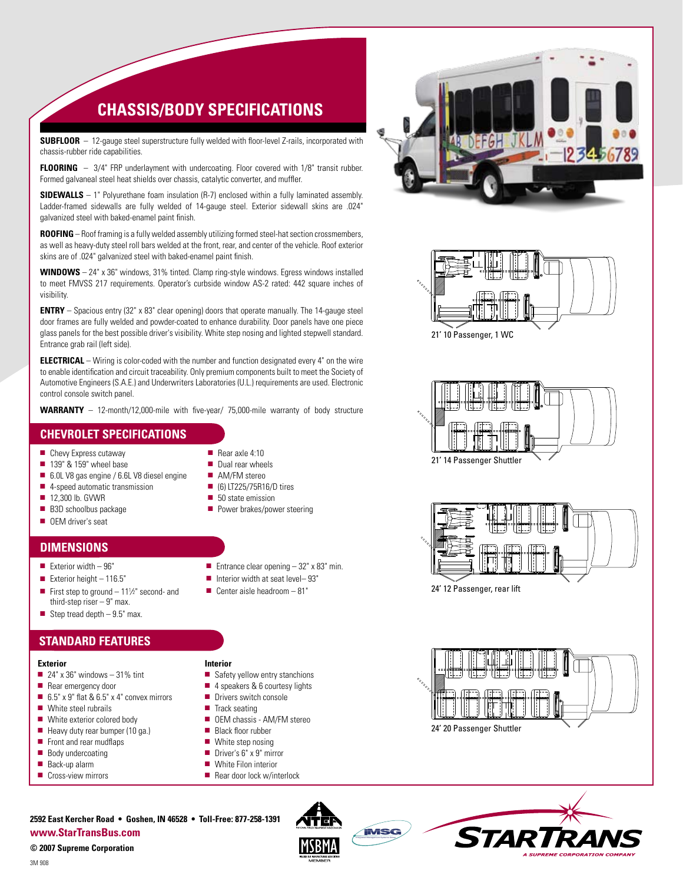## CHASSIS/BODY SPECIFICATIONS

**SUBFLOOR** – 12-gauge steel superstructure fully welded with floor-level Z-rails, incorporated with chassis-rubber ride capabilities.

**FLOORING** – 3/4" FRP underlayment with undercoating. Floor covered with 1/8" transit rubber. Formed galvaneal steel heat shields over chassis, catalytic converter, and muffler.

**SIDEWALLS** – 1" Polyurethane foam insulation (R-7) enclosed within a fully laminated assembly. Ladder-framed sidewalls are fully welded of 14-gauge steel. Exterior sidewall skins are .024" galvanized steel with baked-enamel paint finish.

**ROOFING** – Roof framing is a fully welded assembly utilizing formed steel-hat section crossmembers, as well as heavy-duty steel roll bars welded at the front, rear, and center of the vehicle. Roof exterior skins are of .024" galvanized steel with baked-enamel paint finish.

**WINDOWS** – 24" x 36" windows, 31% tinted. Clamp ring-style windows. Egress windows installed to meet FMVSS 217 requirements. Operator's curbside window AS-2 rated: 442 square inches of visibility.

**ENTRY** – Spacious entry (32" x 83" clear opening) doors that operate manually. The 14-gauge steel door frames are fully welded and powder-coated to enhance durability. Door panels have one piece glass panels for the best possible driver's visibility. White step nosing and lighted stepwell standard. Entrance grab rail (left side).

**ELECTRICAL** – Wiring is color-coded with the number and function designated every 4" on the wire to enable identification and circuit traceability. Only premium components built to meet the Society of Automotive Engineers (S.A.E.) and Underwriters Laboratories (U.L.) requirements are used. Electronic control console switch panel.

**WARRANTY** – 12-month/12,000-mile with five-year/ 75,000-mile warranty of body structure

## CHEVROLET SPECIFICATIONS

- Chevy Express cutaway
- 139" & 159" wheel base
- 6.0L V8 gas engine / 6.6L V8 diesel engine
- 4-speed automatic transmission
- 12,300 lb. GVWR
- B3D schoolbus package
- OEM driver's seat
- Rear axle 4:10
- Dual rear wheels
- AM/FM stereo
- (6) LT225/75R16/D tires
- 50 state emission
- Power brakes/power steering

## DIMENSIONS

- Exterior width – 96"
- Exterior height – 116.5"
- First step to ground – 11½" second- and third-step riser – 9" max.
- Step tread depth – 9.5" max.
- Entrance clear opening – 32" x 83" min.
- Interior width at seat level– 93"
- Center aisle headroom – 81"

## STANDARD FEATURES

### Exterior

- 24" x 36" windows – 31% tint
- Rear emergency door
- 6.5" x 9" flat & 6.5" x 4" convex mirrors
- White steel rubrails
- White exterior colored body
- Heavy duty rear bumper (10 ga.)
- Front and rear mudflaps
- Body undercoating
- Back-up alarm
- Cross-view mirrors

### Interior

- Safety yellow entry stanchions
- 4 speakers & 6 courtesy lights
- Drivers switch console
- Track seating
- OEM chassis - AM/FM stereo
- Black floor rubber
- White step nosing
- Driver's 6" x 9" mirror
- White Filon interior
- Rear door lock w/interlock

21' 10 Passenger, 1 WC

21' 14 Passenger Shuttler

24' 12 Passenger, rear lift

24' 20 Passenger Shuttler

**2592 East Kercher Road • Goshen, IN 46528 • Toll-Free: 877-258-1391**

**www.StarTransBus.com**

**© 2007 Supreme Corporation**

3M 908

STARTRANS

A SUPREME CORPORATION COMPANY